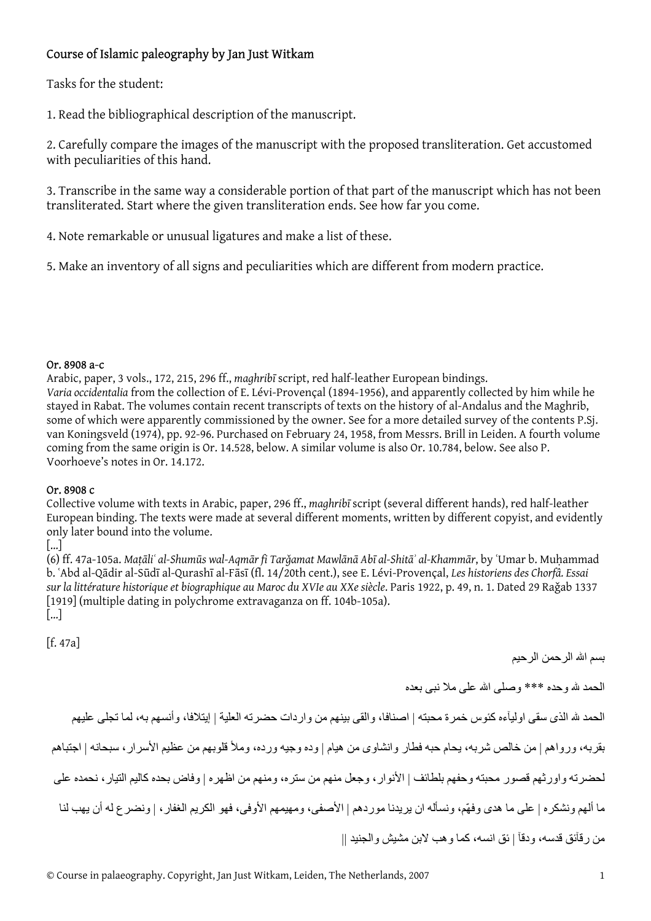## Course of Islamic paleography by Jan Just Witkam

Tasks for the student:

1. Read the bibliographical description of the manuscript.

2. Carefully compare the images of the manuscript with the proposed transliteration. Get accustomed with peculiarities of this hand.

3. Transcribe in the same way a considerable portion of that part of the manuscript which has not been transliterated. Start where the given transliteration ends. See how far you come.

4. Note remarkable or unusual ligatures and make a list of these.

5. Make an inventory of all signs and peculiarities which are different from modern practice.

**Or. 8908 a-c**
Arabic, paper, 3 vols., 172, 215, 296 ff., *maghribī* script, red half-leather European bindings.
*Varia occidentalia* from the collection of E. Lévi-Provençal (1894-1956), and apparently collected by him while he stayed in Rabat. The volumes contain recent transcripts of texts on the history of al-Andalus and the Maghrib, some of which were apparently commissioned by the owner. See for a more detailed survey of the contents P.Sj. van Koningsveld (1974), pp. 92-96. Purchased on February 24, 1958, from Messrs. Brill in Leiden. A fourth volume coming from the same origin is Or. 14.528, below. A similar volume is also Or. 10.784, below. See also P. Voorhoeve's notes in Or. 14.172.

**Or. 8908 c**
Collective volume with texts in Arabic, paper, 296 ff., *maghribī* script (several different hands), red half-leather European binding. The texts were made at several different moments, written by different copyist, and evidently only later bound into the volume.
[...]
(6) ff. 47a-105a. *Maṭāliʿ al-Shumūs wal-Aqmār fī Tarǧamat Mawlānā Abī al-Shitāʾ al-Khammār*, by ʿUmar b. Muḥammad b. ʿAbd al-Qādir al-Sūdī al-Qurashī al-Fāsī (fl. 14/20th cent.), see E. Lévi-Provençal, *Les historiens des Chorfâ. Essai sur la littérature historique et biographique au Maroc du XVIe au XXe siècle*. Paris 1922, p. 49, n. 1. Dated 29 Raǧab 1337 [1919] (multiple dating in polychrome extravaganza on ff. 104b-105a).
[...]

[f. 47a]

بسم الله الرحمن الرحيم

الحمد لله وحده *** وصلى الله على ملا نبى بعده

الحمد لله الذى سقى اوليآءه كئوس خمرة محبته | اصنافا، والقى بينهم من واردات حضرته العلية | إيتلافا، وأنسهم به، لما تجلى عليهم بقربه، ورواهم | من خالص شربه، يحام حبه فطار وانشاوى من هيام | وده وجيه ورده، وملأ قلوبهم من عظيم الأسرار، سبحانه | اجتباهم لحضرته واورثهم قصور محبته وحفهم بلطائف | الأنوار، وجعل منهم من ستره، ومنهم من اظهره | وفاض بحده كاليم التيار، نحمده على ما ألهم ونشكره | على ما هدى وفهّم، ونسأله ان يريدنا موردهم | الأصفى، ومهيمهم الأوفى، فهو الكريم الغفار، | ونضرع له أن يهب لنا من رقآئق قدسه، ودقآ | ئق انسه، كما وهب لابن مشيش والجنيد ||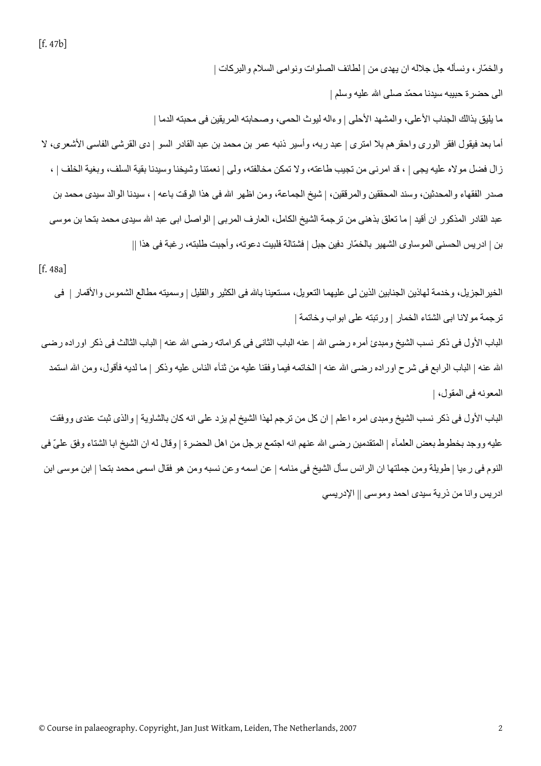[f. 47b]

والخمّار، ونسأله جل جلاله ان يهدى من | لطائف الصلوات ونوامى السلام والبركات |

الى حضرة حبيبه سيدنا محمّد صلى الله عليه وسلم |

ما يليق بذالك الجناب الأعلى، والمشهد الأحلى | وءاله ليوث الحمى، وصحابته المريقين فى محبته الدما |

أما بعد فيقول افقر الورى واحقرهم بلا امترى | عبد ربه، وأسير ذنبه عمر بن محمد بن عبد القادر السو | دى القرشى الفاسى الأشعرى، لا زال فضل مولاه عليه يجى | ، قد امرنى من تجيب طاعته، ولا تمكن مخالفته، ولى | نعمتنا وشيخنا وسيدنا بقية السلف، وبغية الخلف | ، صدر الفقهاء والمحدثين، وسند المحققين والمرققين، | شيخ الجماعة، ومن اظهر الله فى هذا الوقت باعه | ، سيدنا الوالد سيدى محمد بن عبد القادر المذكور ان أقيد | ما تعلق بذهنى من ترجمة الشيخ الكامل، العارف المربى | الواصل ابى عبد الله سيدى محمد بتحا بن موسى بن | ادريس الحسنى الموساوى الشهير بالخمّار دفين جبل | فشتالة فلبيت دعوته، وأجبت طلبته، رغبة فى هذا ||

[f. 48a]

الخيرالجزيل، وخدمة لهاذين الجنابين الذين لى عليهما التعويل، مستعينا بالله فى الكثير والقليل | وسميته مطالع الشموس والأقمار | فى ترجمة مولانا ابى الشتاء الخمار | ورتبته على ابواب وخاتمة |

الباب الأول فى ذكر نسب الشيخ ومبدئ أمره رضى الله | عنه الباب الثانى فى كراماته رضى الله عنه | الباب الثالث فى ذكر اوراده رضى الله عنه | الباب الرابع فى شرح اوراده رضى الله عنه | الخاتمه فيما وقفنا عليه من ثنآء الناس عليه وذكر | ما لديه فأقول، ومن الله استمد المعونه فى المقول، |

الباب الأول فى ذكر نسب الشيخ ومبدى امره اعلم | ان كل من ترجم لهذا الشيخ لم يزد على انه كان بالشاوية | والذى ثبت عندى ووقفت عليه ووجد بخطوط بعض العلمآء | المتقدمين رضى الله عنهم انه اجتمع برجل من اهل الحضرة | وقال له ان الشيخ ابا الشتاء وفق علىّ فى النوم فى رءيا | طويلة ومن جملتها ان الرائس سأل الشيخ فى منامه | عن اسمه وعن نسبه ومن هو فقال اسمى محمد بتحا | ابن موسى ابن ادريس وانا من ذرية سيدى احمد وموسى || الإدريسي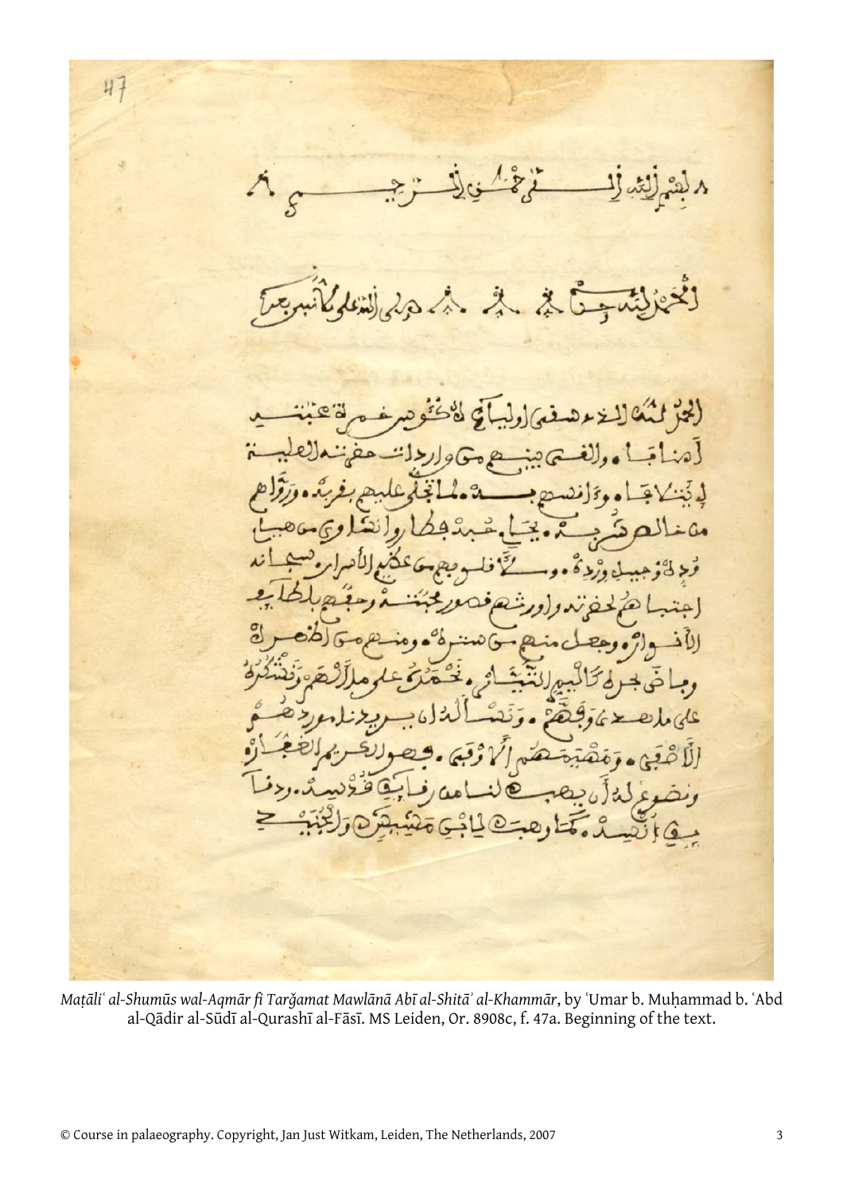بسم الله الرحمن الرحيم

الحمد لله حق حمده وصلى الله على نبيه

الحمد لله الذي صفى اولياءه لكؤوس خمرة عينيه
أمناء اجتباء . والقى بينهم من واردات حضرته العلية
انيناً لاجاء . وانسحب لما تجلى عليهم بقربه . وزوّاهم
من خالص حبه . يحيا حبه وانشاق من حبا
وجد وجبيل وِرده . وسلك قلوبهم من عكيم الأسرار سبحانه
اجتباهم لحضرته واورثهم قصور جنته وحقّهم بلطائف
الأنوار . وجعل منهم من ستره . ومنهم من اظهره
وماضى جرى كالبدر النيشان . نحمده على ما ألهم ونشكره
على ما صحّ وفهّم . ونحمد الذي يسر موردهم
الأصفى . ومقصدهم الأوفى . ونصلي على رسوله الكريم
ونضرع له أن يصحب لنا فقدسه .
في أنسه . كما وهب لابي

*Maṭāliʿ al-Shumūs wal-Aqmār fī Tarǧamat Mawlānā Abī al-Shitāʾ al-Khammār*, by ʿUmar b. Muḥammad b. ʿAbd al-Qādir al-Sūdī al-Qurashī al-Fāsī. MS Leiden, Or. 8908c, f. 47a. Beginning of the text.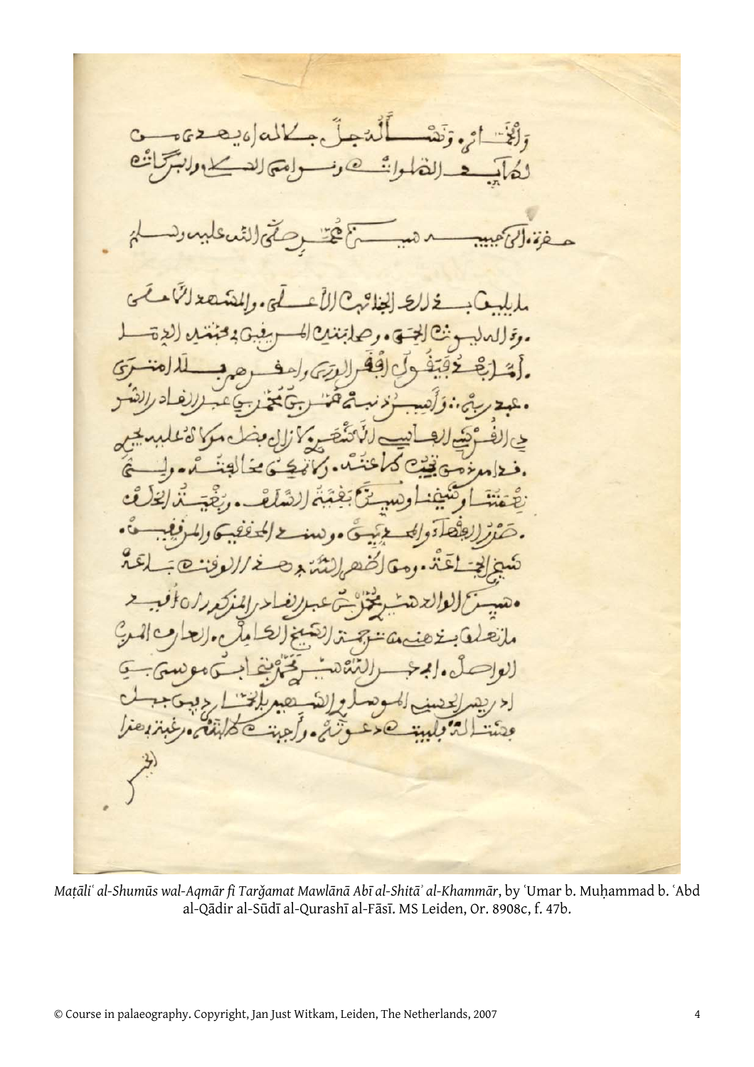*Maṭāliʿ al-Shumūs wal-Aqmār fī Tarǧamat Mawlānā Abī al-Shitāʾ al-Khammār*, by ʿUmar b. Muḥammad b. ʿAbd al-Qādir al-Sūdī al-Qurashī al-Fāsī. MS Leiden, Or. 8908c, f. 47b.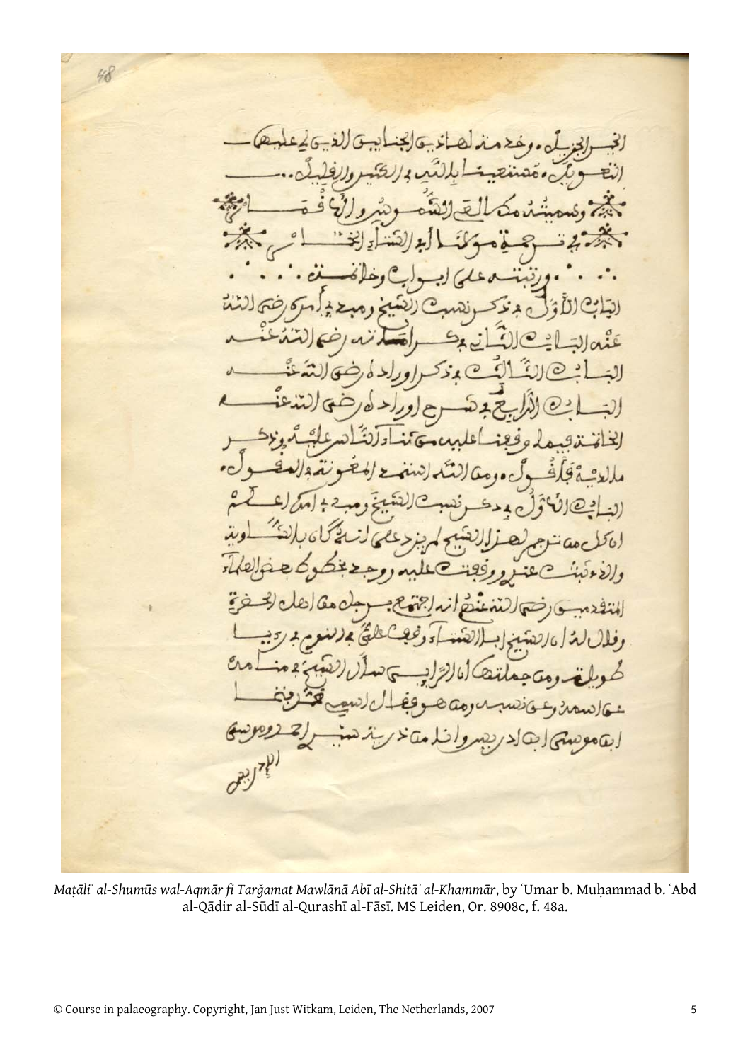الجبر الجزيل، وخدمة لهاذين الجنابين اللذين لي عليهما
التعويل، متضمنا بالتنبيه في الكثير والقليل..

وسميته مطالع الشموس والأقمار في
ترجمة مولانا أبي الشتاء الخماري

ورتبته على أبواب وخاتمة

الباب الأول في ذكر نسب الشيخ ومبدأ أمره رضي الله
عنه الباب الثاني في ذكر امتحانه رضي الله عنه
الباب الثالث في ذكر أوراده رضي الله عنه
الباب الرابع في شرح أوراده رضي الله عنه
الخاتمة فيما وقفنا عليه من ثناء الناس عليه وذكر
ملازمته فأقول، ومن الله استمنح المعونة في المقول،
الباب الأول في ذكر نسب الشيخ ومبدأ أمره اعلم
أن كل من ترجم لهذا الشيخ لم يذكر لنسبه كان بالفتاوية
والذي ثبت عندي ووقفت عليه ووجدته بخط بعض العلماء
المتقدمين رضي الله عنهم أنه اجتمع برجل من أهل الحضرة
وقال له أن الشيخ أبا الشتاء وقفت على نسبه في رسم
طويلة ومن جملتها أن الراوي سأل الشيخ عن
نسبه ... فقال ...
ابن موسى ابن ادريس ...

الأكبر

*Maṭāliʿ al-Shumūs wal-Aqmār fī Tarğamat Mawlānā Abī al-Shitāʾ al-Khammār*, by ʿUmar b. Muḥammad b. ʿAbd al-Qādir al-Sūdī al-Qurashī al-Fāsī. MS Leiden, Or. 8908c, f. 48a.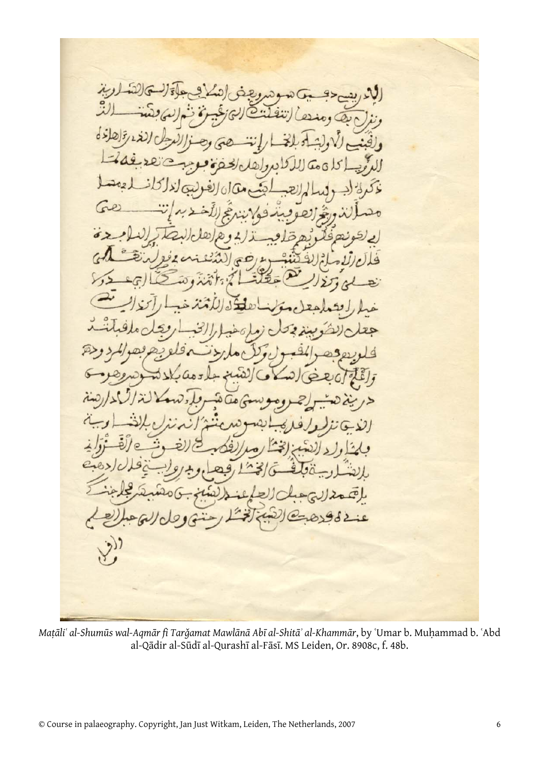*Maṭāliʿ al-Shumūs wal-Aqmār fī Tarǧamat Mawlānā Abī al-Shitāʾ al-Khammār*, by ʿUmar b. Muḥammad b. ʿAbd al-Qādir al-Sūdī al-Qurashī al-Fāsī. MS Leiden, Or. 8908c, f. 48b.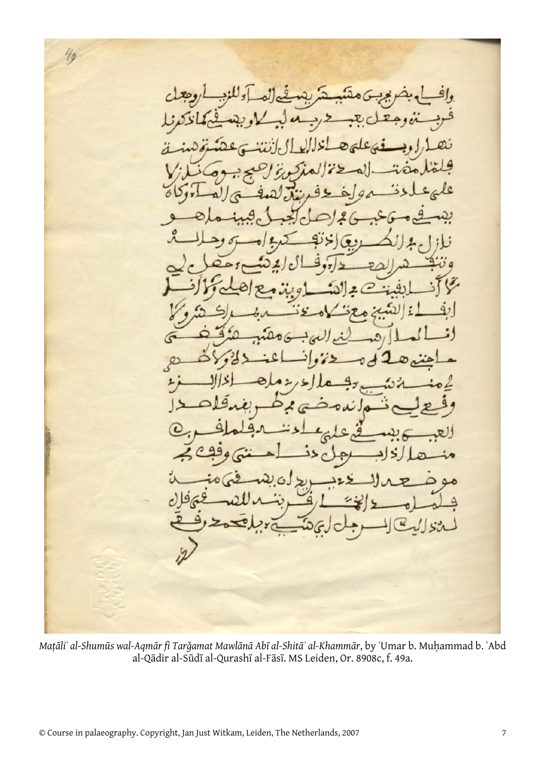*Maṭāliʿ al-Shumūs wal-Aqmār fī Tarǧamat Mawlānā Abī al-Shitāʾ al-Khammār*, by ʿUmar b. Muḥammad b. ʿAbd al-Qādir al-Sūdī al-Qurashī al-Fāsī. MS Leiden, Or. 8908c, f. 49a.

© Course in palaeography. Copyright, Jan Just Witkam, Leiden, The Netherlands, 2007